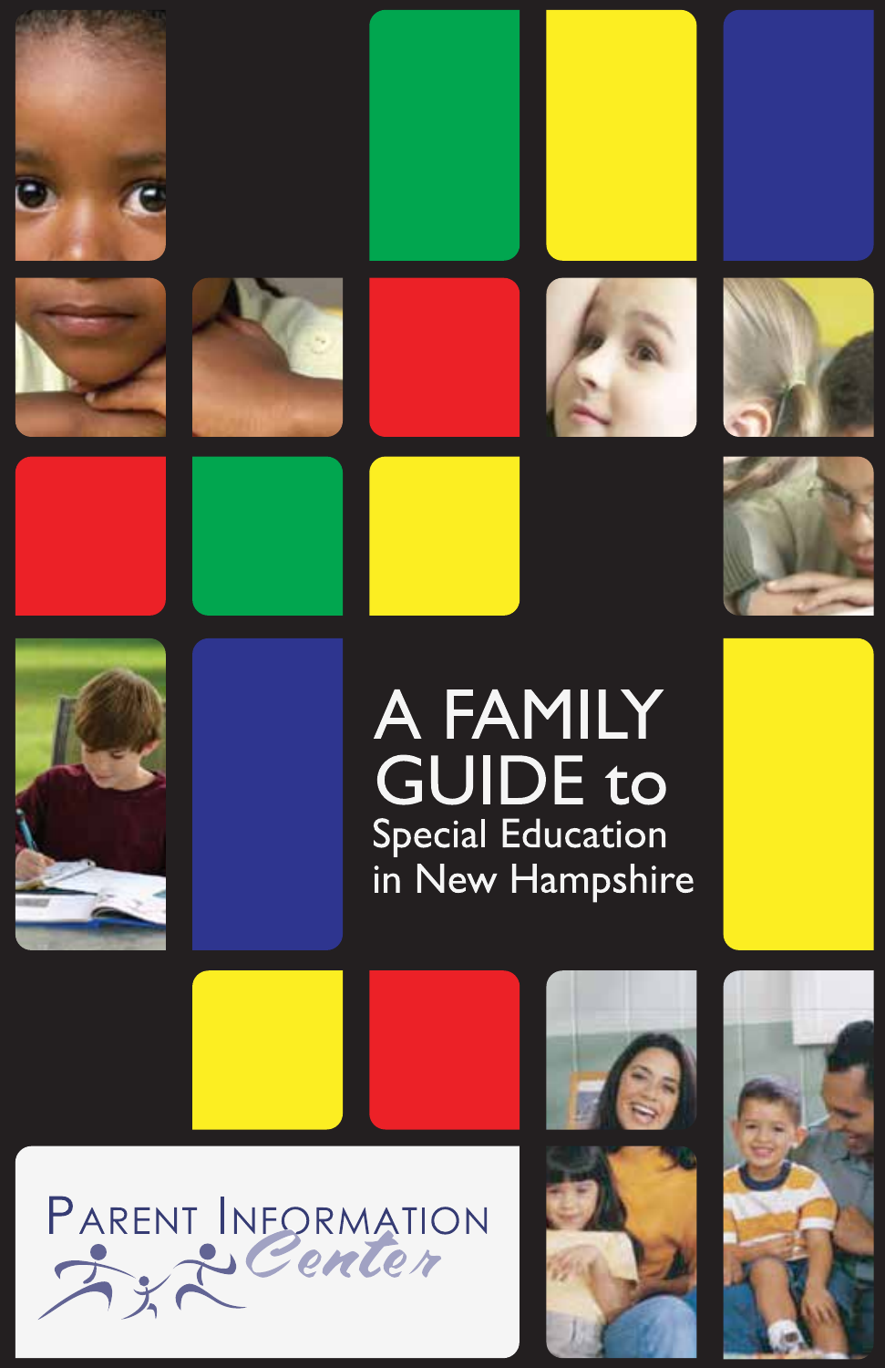# A FAMILY GUIDE to Special Education in New Hampshire

Parent Information Center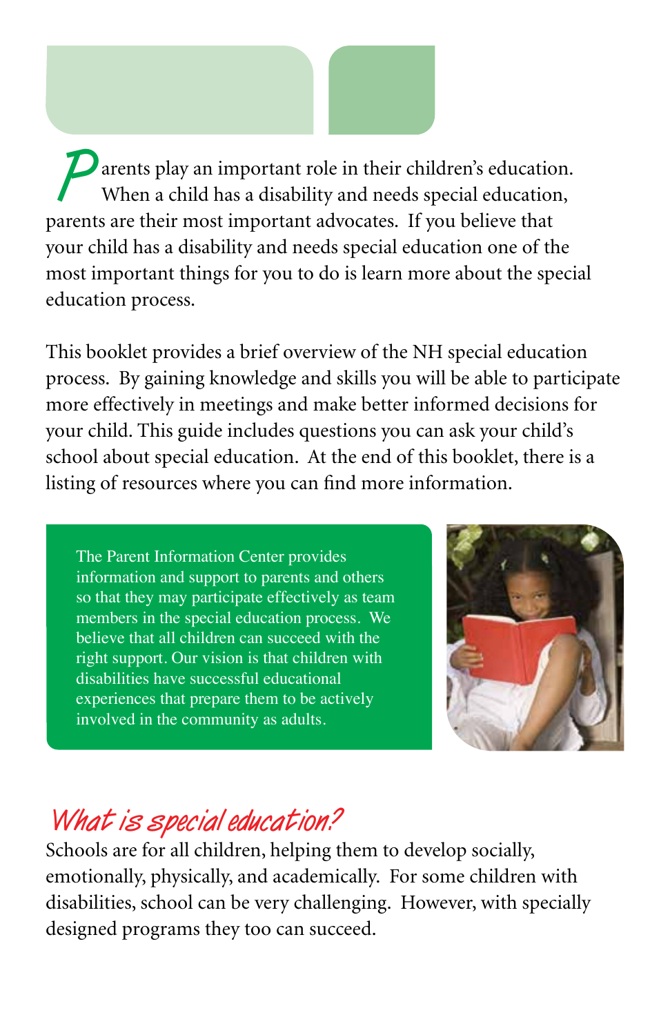Parents play an important role in their children's education. When a child has a disability and needs special education, parents are their most important advocates. If you believe that your child has a disability and needs special education one of the most important things for you to do is learn more about the special education process.

This booklet provides a brief overview of the NH special education process. By gaining knowledge and skills you will be able to participate more effectively in meetings and make better informed decisions for your child. This guide includes questions you can ask your child's school about special education. At the end of this booklet, there is a listing of resources where you can find more information.

The Parent Information Center provides information and support to parents and others so that they may participate effectively as team members in the special education process. We believe that all children can succeed with the right support. Our vision is that children with disabilities have successful educational experiences that prepare them to be actively involved in the community as adults.

## What is special education?

Schools are for all children, helping them to develop socially, emotionally, physically, and academically. For some children with disabilities, school can be very challenging. However, with specially designed programs they too can succeed.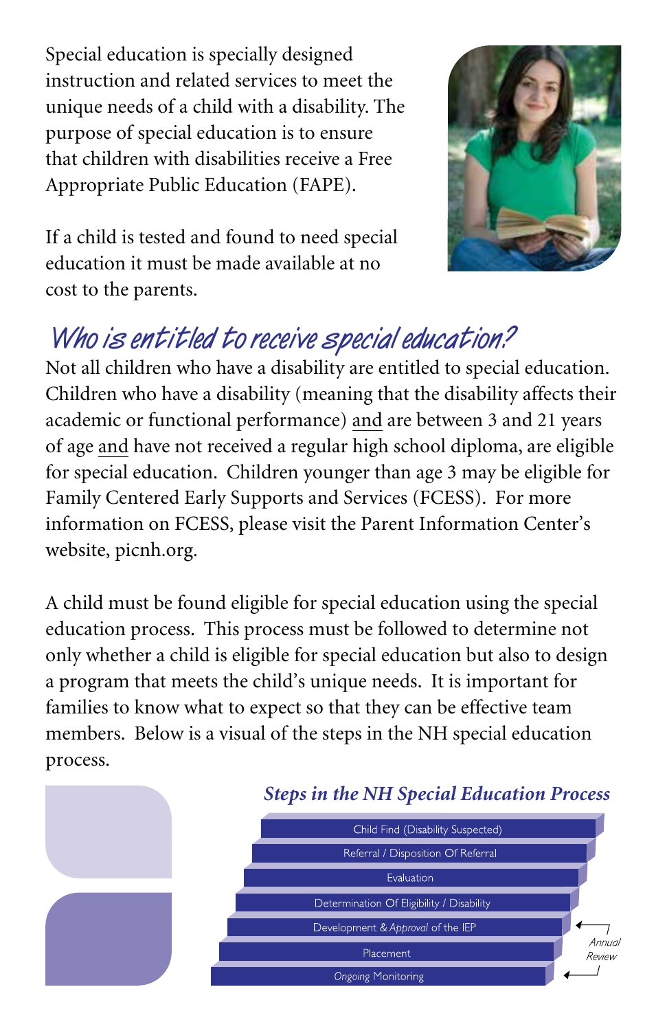Special education is specially designed instruction and related services to meet the unique needs of a child with a disability. The purpose of special education is to ensure that children with disabilities receive a Free Appropriate Public Education (FAPE).

If a child is tested and found to need special education it must be made available at no cost to the parents.

## *Who is entitled to receive special education?*

Not all children who have a disability are entitled to special education. Children who have a disability (meaning that the disability affects their academic or functional performance) and are between 3 and 21 years of age and have not received a regular high school diploma, are eligible for special education. Children younger than age 3 may be eligible for Family Centered Early Supports and Services (FCESS). For more information on FCESS, please visit the Parent Information Center's website, picnh.org.

A child must be found eligible for special education using the special education process. This process must be followed to determine not only whether a child is eligible for special education but also to design a program that meets the child's unique needs. It is important for families to know what to expect so that they can be effective team members. Below is a visual of the steps in the NH special education process.

### *Steps in the NH Special Education Process*

- Child Find (Disability Suspected)
- Referral / Disposition Of Referral
- Evaluation
- Determination Of Eligibility / Disability
- Development & *Approval* of the IEP
- Placement
- *Ongoing* Monitoring

*Annual Review*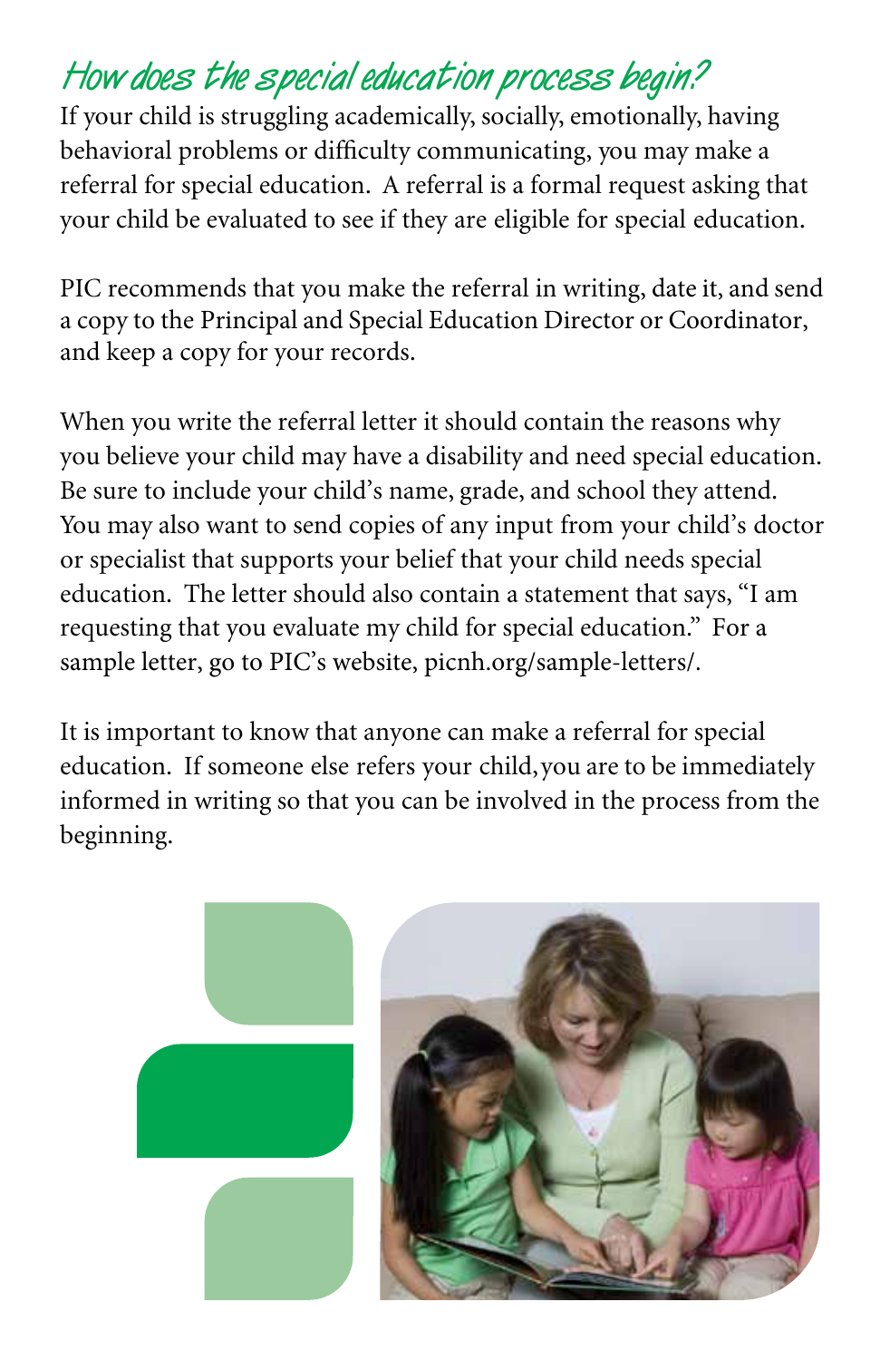## How does the special education process begin?

If your child is struggling academically, socially, emotionally, having behavioral problems or difficulty communicating, you may make a referral for special education. A referral is a formal request asking that your child be evaluated to see if they are eligible for special education.

PIC recommends that you make the referral in writing, date it, and send a copy to the Principal and Special Education Director or Coordinator, and keep a copy for your records.

When you write the referral letter it should contain the reasons why you believe your child may have a disability and need special education. Be sure to include your child's name, grade, and school they attend. You may also want to send copies of any input from your child's doctor or specialist that supports your belief that your child needs special education. The letter should also contain a statement that says, "I am requesting that you evaluate my child for special education." For a sample letter, go to PIC's website, picnh.org/sample-letters/.

It is important to know that anyone can make a referral for special education. If someone else refers your child, you are to be immediately informed in writing so that you can be involved in the process from the beginning.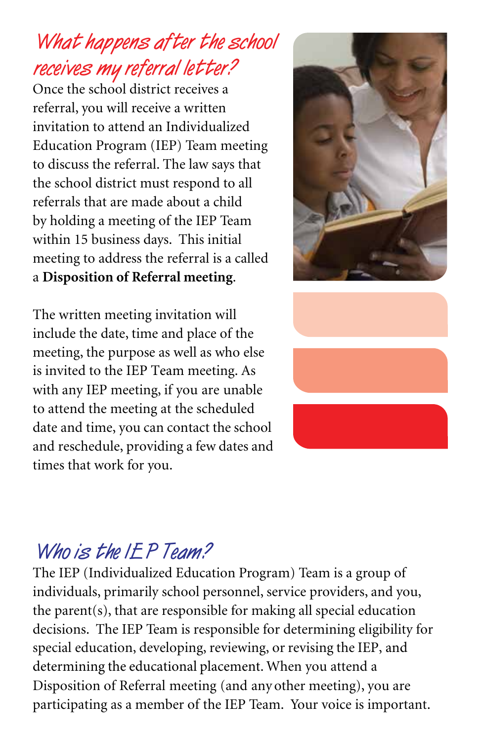## What happens after the school receives my referral letter?

Once the school district receives a referral, you will receive a written invitation to attend an Individualized Education Program (IEP) Team meeting to discuss the referral. The law says that the school district must respond to all referrals that are made about a child by holding a meeting of the IEP Team within 15 business days. This initial meeting to address the referral is a called a **Disposition of Referral meeting**.

The written meeting invitation will include the date, time and place of the meeting, the purpose as well as who else is invited to the IEP Team meeting. As with any IEP meeting, if you are unable to attend the meeting at the scheduled date and time, you can contact the school and reschedule, providing a few dates and times that work for you.

## Who is the IEP Team?

The IEP (Individualized Education Program) Team is a group of individuals, primarily school personnel, service providers, and you, the parent(s), that are responsible for making all special education decisions. The IEP Team is responsible for determining eligibility for special education, developing, reviewing, or revising the IEP, and determining the educational placement. When you attend a Disposition of Referral meeting (and any other meeting), you are participating as a member of the IEP Team. Your voice is important.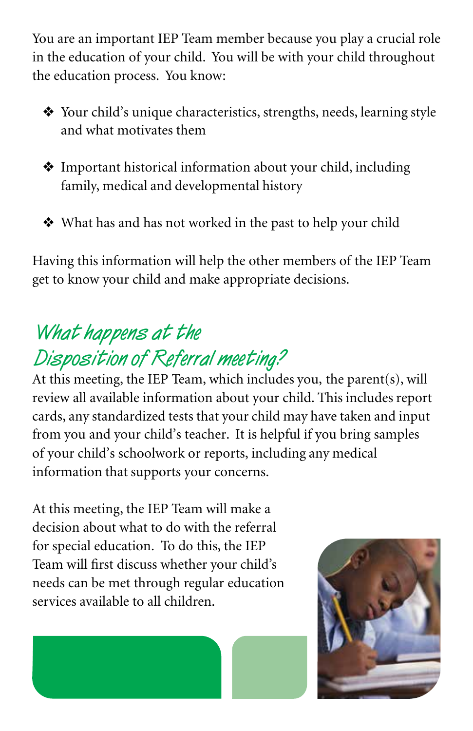You are an important IEP Team member because you play a crucial role in the education of your child. You will be with your child throughout the education process. You know:

- Your child's unique characteristics, strengths, needs, learning style and what motivates them
- Important historical information about your child, including family, medical and developmental history
- What has and has not worked in the past to help your child

Having this information will help the other members of the IEP Team get to know your child and make appropriate decisions.

## What happens at the Disposition of Referral meeting?

At this meeting, the IEP Team, which includes you, the parent(s), will review all available information about your child. This includes report cards, any standardized tests that your child may have taken and input from you and your child's teacher. It is helpful if you bring samples of your child's schoolwork or reports, including any medical information that supports your concerns.

At this meeting, the IEP Team will make a decision about what to do with the referral for special education. To do this, the IEP Team will first discuss whether your child's needs can be met through regular education services available to all children.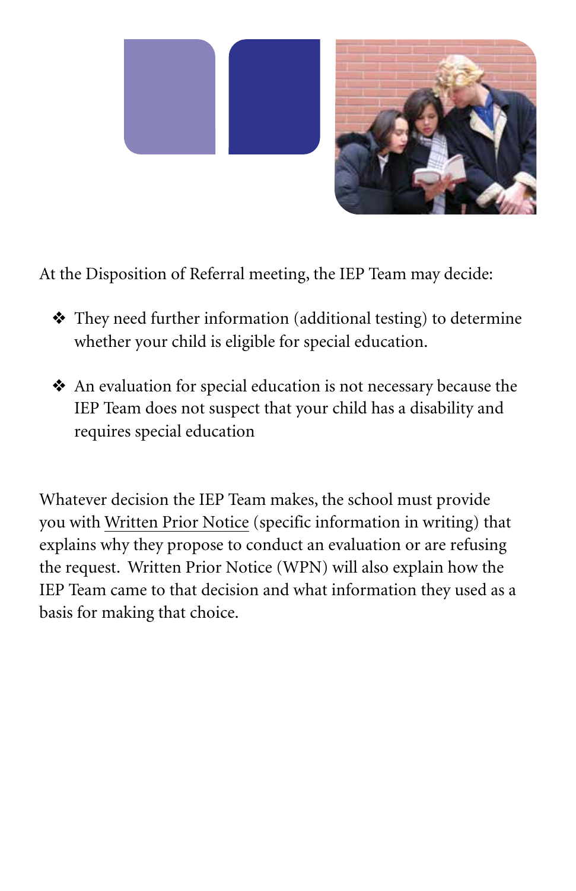At the Disposition of Referral meeting, the IEP Team may decide:

- They need further information (additional testing) to determine whether your child is eligible for special education.
- An evaluation for special education is not necessary because the IEP Team does not suspect that your child has a disability and requires special education

Whatever decision the IEP Team makes, the school must provide you with Written Prior Notice (specific information in writing) that explains why they propose to conduct an evaluation or are refusing the request. Written Prior Notice (WPN) will also explain how the IEP Team came to that decision and what information they used as a basis for making that choice.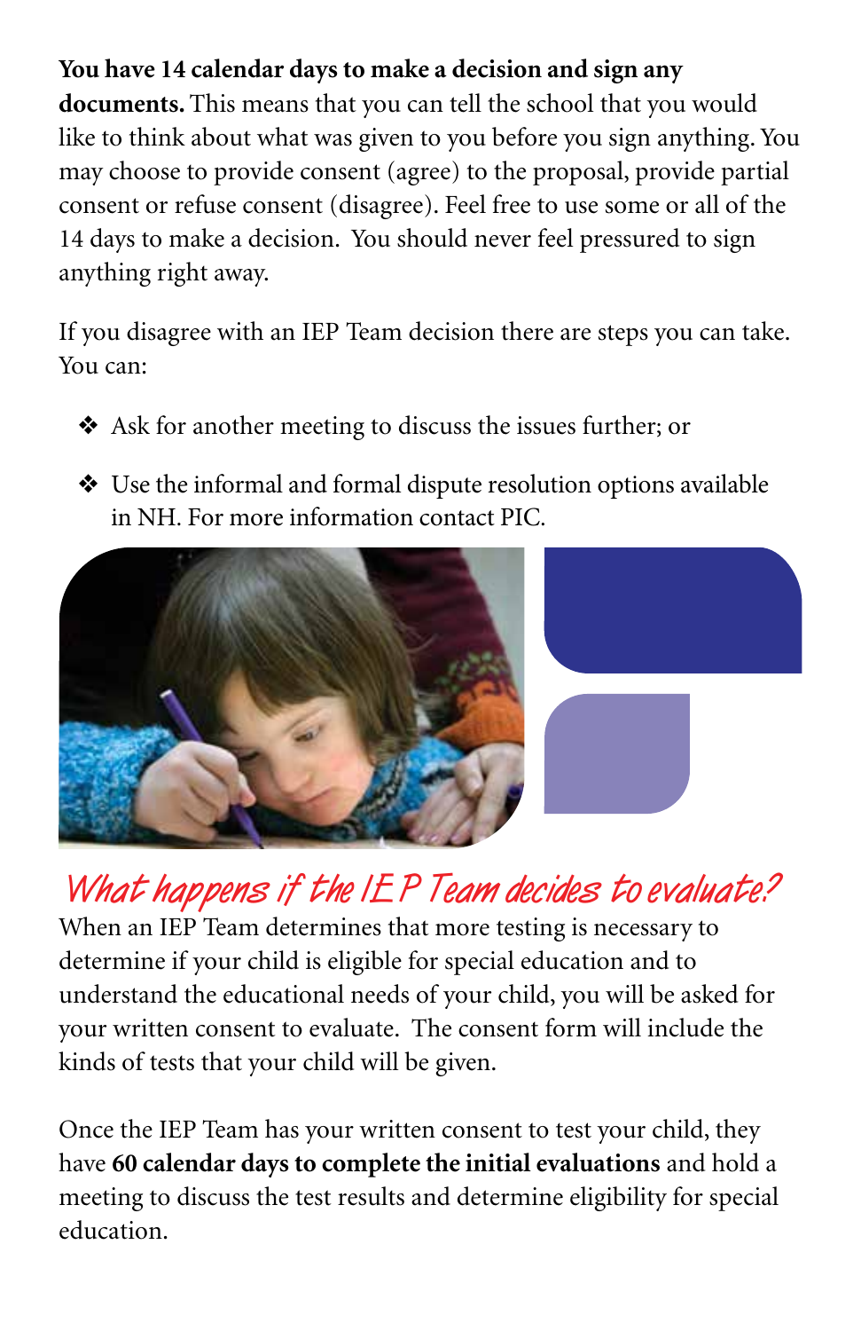**You have 14 calendar days to make a decision and sign any documents.** This means that you can tell the school that you would like to think about what was given to you before you sign anything. You may choose to provide consent (agree) to the proposal, provide partial consent or refuse consent (disagree). Feel free to use some or all of the 14 days to make a decision. You should never feel pressured to sign anything right away.

If you disagree with an IEP Team decision there are steps you can take. You can:

- Ask for another meeting to discuss the issues further; or
- Use the informal and formal dispute resolution options available in NH. For more information contact PIC.

## What happens if the IEP Team decides to evaluate?

When an IEP Team determines that more testing is necessary to determine if your child is eligible for special education and to understand the educational needs of your child, you will be asked for your written consent to evaluate. The consent form will include the kinds of tests that your child will be given.

Once the IEP Team has your written consent to test your child, they have **60 calendar days to complete the initial evaluations** and hold a meeting to discuss the test results and determine eligibility for special education.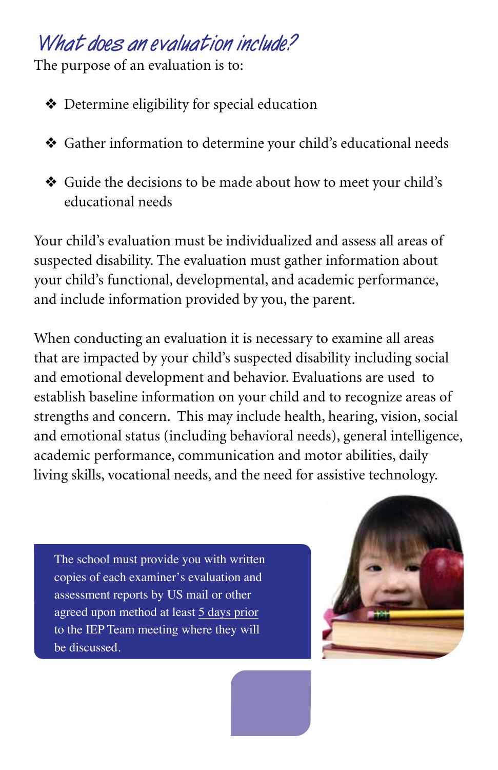## What does an evaluation include?

The purpose of an evaluation is to:

- Determine eligibility for special education
- Gather information to determine your child's educational needs
- Guide the decisions to be made about how to meet your child's educational needs

Your child's evaluation must be individualized and assess all areas of suspected disability. The evaluation must gather information about your child's functional, developmental, and academic performance, and include information provided by you, the parent.

When conducting an evaluation it is necessary to examine all areas that are impacted by your child's suspected disability including social and emotional development and behavior. Evaluations are used to establish baseline information on your child and to recognize areas of strengths and concern. This may include health, hearing, vision, social and emotional status (including behavioral needs), general intelligence, academic performance, communication and motor abilities, daily living skills, vocational needs, and the need for assistive technology.

> The school must provide you with written copies of each examiner's evaluation and assessment reports by US mail or other agreed upon method at least <u>5 days prior</u> to the IEP Team meeting where they will be discussed.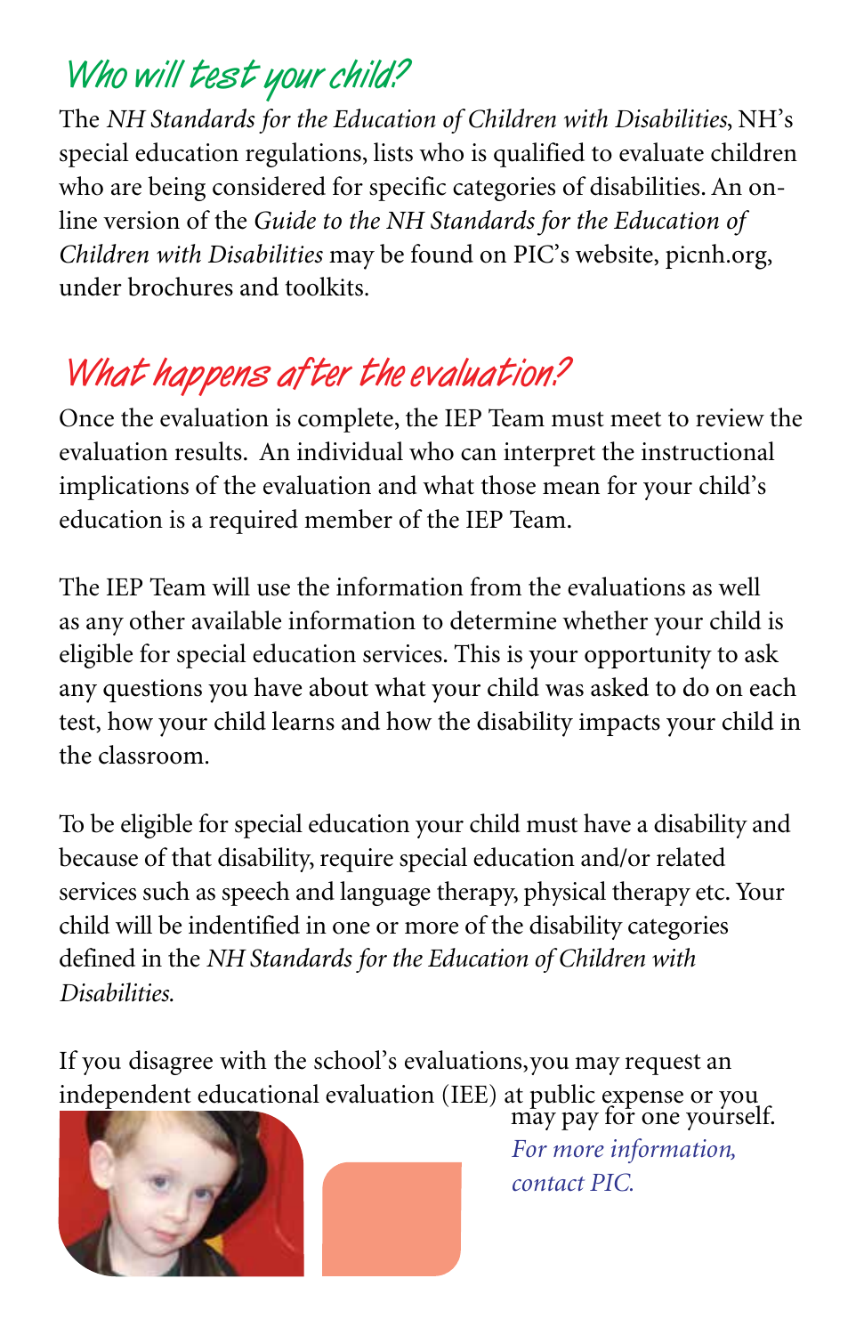## Who will test your child?

The *NH Standards for the Education of Children with Disabilities*, NH's special education regulations, lists who is qualified to evaluate children who are being considered for specific categories of disabilities. An on-line version of the *Guide to the NH Standards for the Education of Children with Disabilities* may be found on PIC's website, picnh.org, under brochures and toolkits.

## What happens after the evaluation?

Once the evaluation is complete, the IEP Team must meet to review the evaluation results. An individual who can interpret the instructional implications of the evaluation and what those mean for your child's education is a required member of the IEP Team.

The IEP Team will use the information from the evaluations as well as any other available information to determine whether your child is eligible for special education services. This is your opportunity to ask any questions you have about what your child was asked to do on each test, how your child learns and how the disability impacts your child in the classroom.

To be eligible for special education your child must have a disability and because of that disability, require special education and/or related services such as speech and language therapy, physical therapy etc. Your child will be indentified in one or more of the disability categories defined in the *NH Standards for the Education of Children with Disabilities.*

If you disagree with the school's evaluations,you may request an independent educational evaluation (IEE) at public expense or you may pay for one yourself.

*For more information, contact PIC.*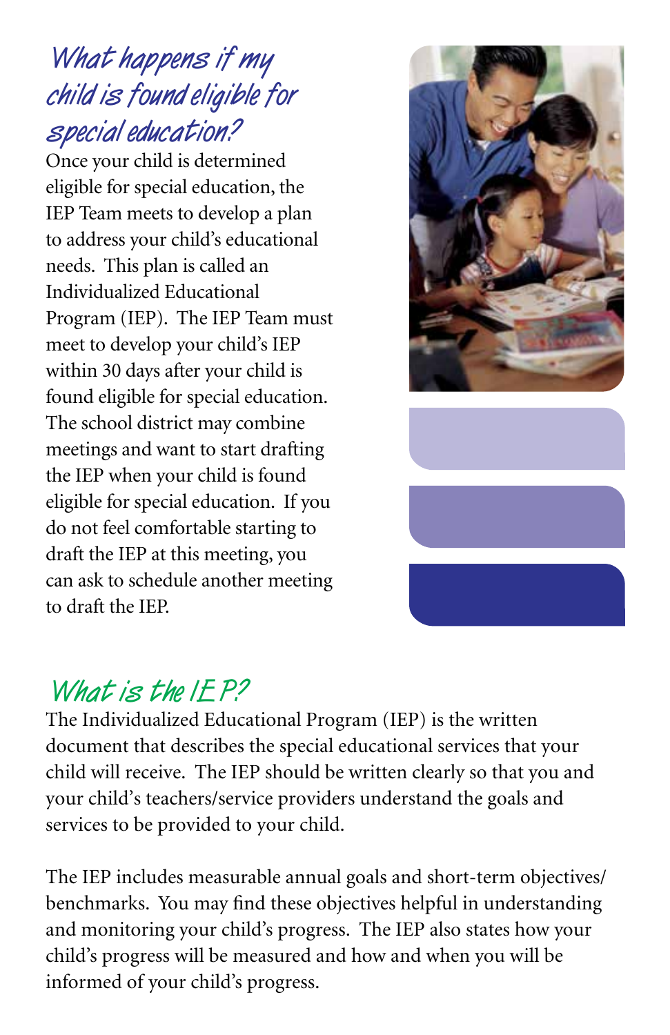## What happens if my child is found eligible for special education?

Once your child is determined eligible for special education, the IEP Team meets to develop a plan to address your child's educational needs. This plan is called an Individualized Educational Program (IEP). The IEP Team must meet to develop your child's IEP within 30 days after your child is found eligible for special education. The school district may combine meetings and want to start drafting the IEP when your child is found eligible for special education. If you do not feel comfortable starting to draft the IEP at this meeting, you can ask to schedule another meeting to draft the IEP.

## What is the IEP?

The Individualized Educational Program (IEP) is the written document that describes the special educational services that your child will receive. The IEP should be written clearly so that you and your child's teachers/service providers understand the goals and services to be provided to your child.

The IEP includes measurable annual goals and short-term objectives/ benchmarks. You may find these objectives helpful in understanding and monitoring your child's progress. The IEP also states how your child's progress will be measured and how and when you will be informed of your child's progress.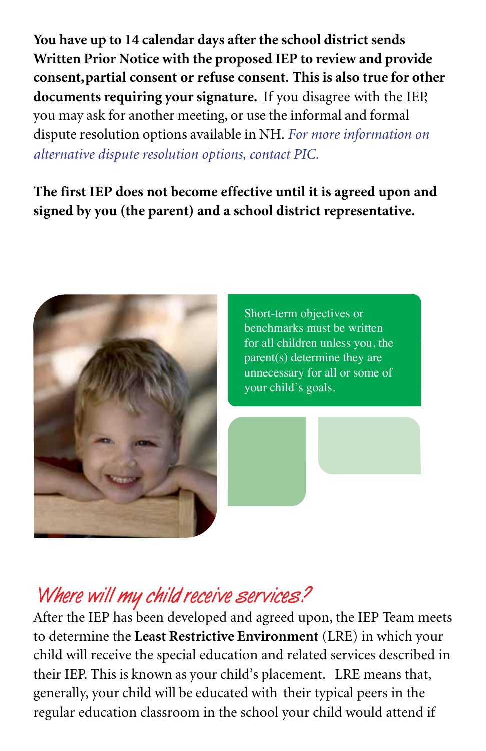**You have up to 14 calendar days after the school district sends Written Prior Notice with the proposed IEP to review and provide consent,partial consent or refuse consent. This is also true for other documents requiring your signature.** If you disagree with the IEP, you may ask for another meeting, or use the informal and formal dispute resolution options available in NH. *For more information on alternative dispute resolution options, contact PIC.*

**The first IEP does not become effective until it is agreed upon and signed by you (the parent) and a school district representative.**

Short-term objectives or benchmarks must be written for all children unless you, the parent(s) determine they are unnecessary for all or some of your child's goals.

## *Where will my child receive services?*

After the IEP has been developed and agreed upon, the IEP Team meets to determine the **Least Restrictive Environment** (LRE) in which your child will receive the special education and related services described in their IEP. This is known as your child's placement. LRE means that, generally, your child will be educated with their typical peers in the regular education classroom in the school your child would attend if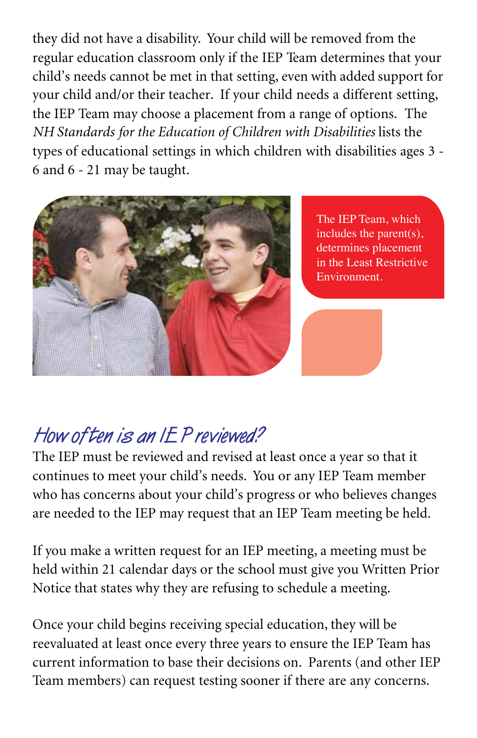they did not have a disability. Your child will be removed from the regular education classroom only if the IEP Team determines that your child's needs cannot be met in that setting, even with added support for your child and/or their teacher. If your child needs a different setting, the IEP Team may choose a placement from a range of options. The *NH Standards for the Education of Children with Disabilities* lists the types of educational settings in which children with disabilities ages 3 - 6 and 6 - 21 may be taught.

The IEP Team, which includes the parent(s), determines placement in the Least Restrictive Environment.

## How often is an IEP reviewed?

The IEP must be reviewed and revised at least once a year so that it continues to meet your child's needs. You or any IEP Team member who has concerns about your child's progress or who believes changes are needed to the IEP may request that an IEP Team meeting be held.

If you make a written request for an IEP meeting, a meeting must be held within 21 calendar days or the school must give you Written Prior Notice that states why they are refusing to schedule a meeting.

Once your child begins receiving special education, they will be reevaluated at least once every three years to ensure the IEP Team has current information to base their decisions on. Parents (and other IEP Team members) can request testing sooner if there are any concerns.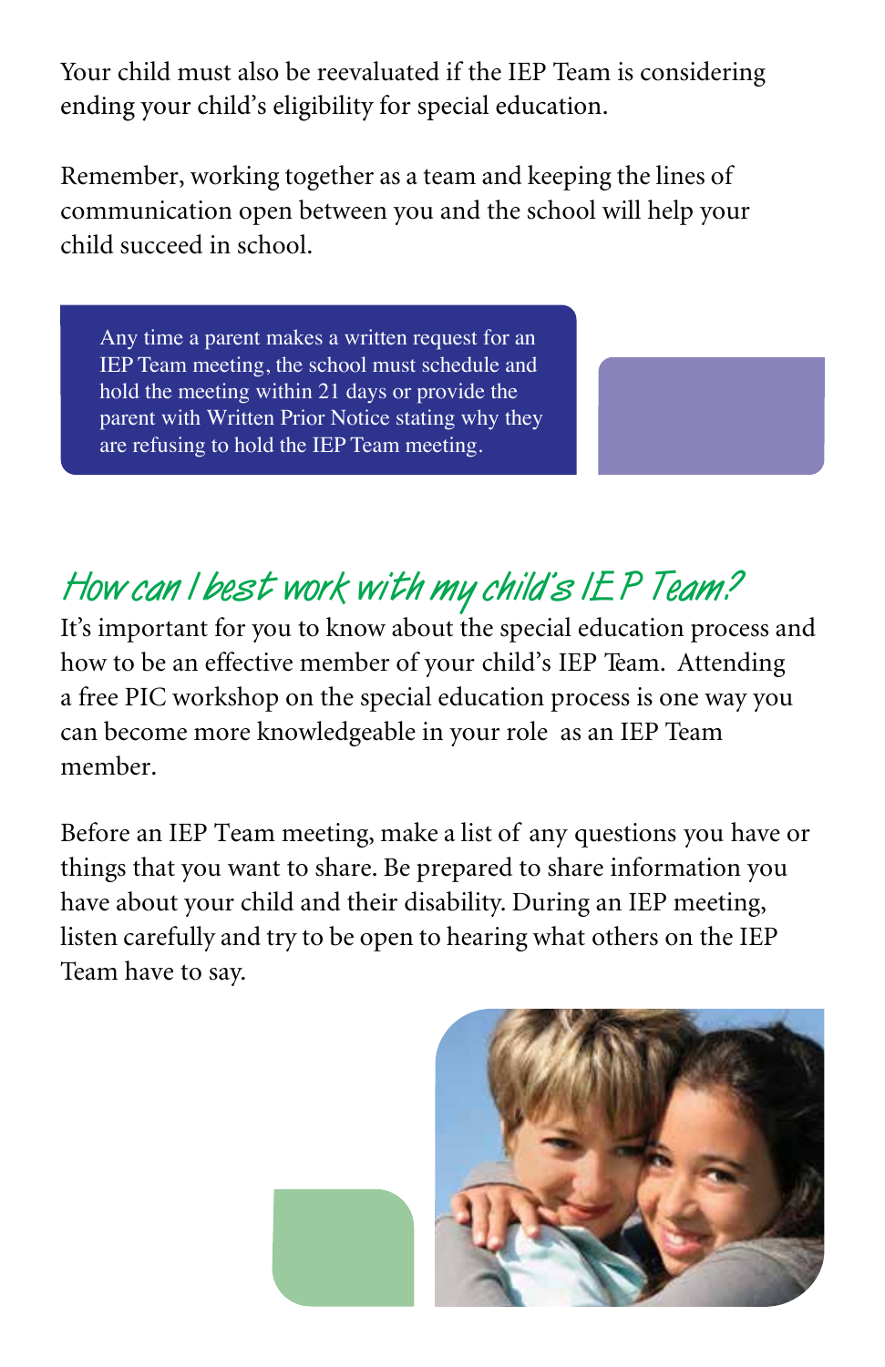Your child must also be reevaluated if the IEP Team is considering ending your child's eligibility for special education.

Remember, working together as a team and keeping the lines of communication open between you and the school will help your child succeed in school.

> Any time a parent makes a written request for an IEP Team meeting, the school must schedule and hold the meeting within 21 days or provide the parent with Written Prior Notice stating why they are refusing to hold the IEP Team meeting.

## How can I best work with my child's IEP Team?

It's important for you to know about the special education process and how to be an effective member of your child's IEP Team. Attending a free PIC workshop on the special education process is one way you can become more knowledgeable in your role as an IEP Team member.

Before an IEP Team meeting, make a list of any questions you have or things that you want to share. Be prepared to share information you have about your child and their disability. During an IEP meeting, listen carefully and try to be open to hearing what others on the IEP Team have to say.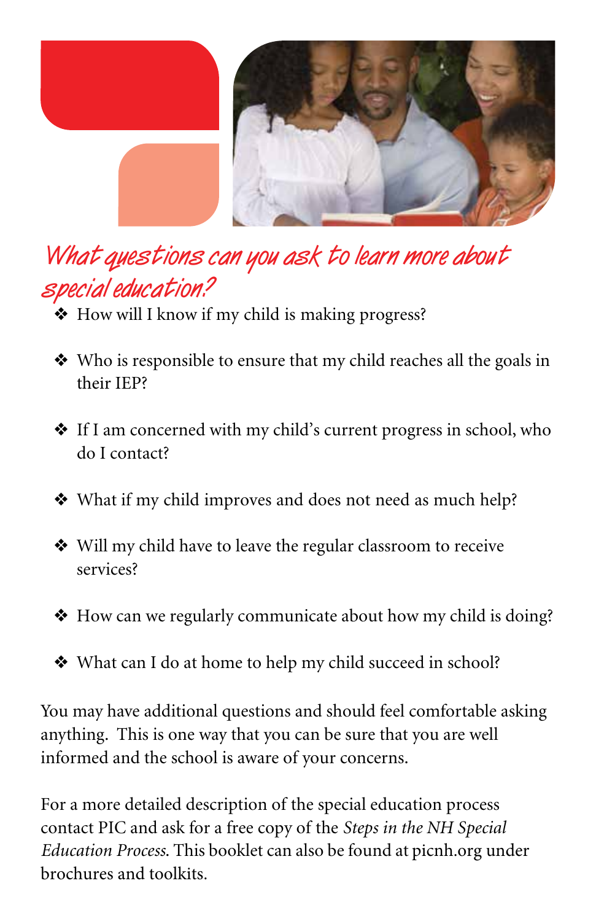## *What questions can you ask to learn more about special education?*

- How will I know if my child is making progress?
- Who is responsible to ensure that my child reaches all the goals in their IEP?
- If I am concerned with my child's current progress in school, who do I contact?
- What if my child improves and does not need as much help?
- Will my child have to leave the regular classroom to receive services?
- How can we regularly communicate about how my child is doing?
- What can I do at home to help my child succeed in school?

You may have additional questions and should feel comfortable asking anything. This is one way that you can be sure that you are well informed and the school is aware of your concerns.

For a more detailed description of the special education process contact PIC and ask for a free copy of the *Steps in the NH Special Education Process*. This booklet can also be found at picnh.org under brochures and toolkits.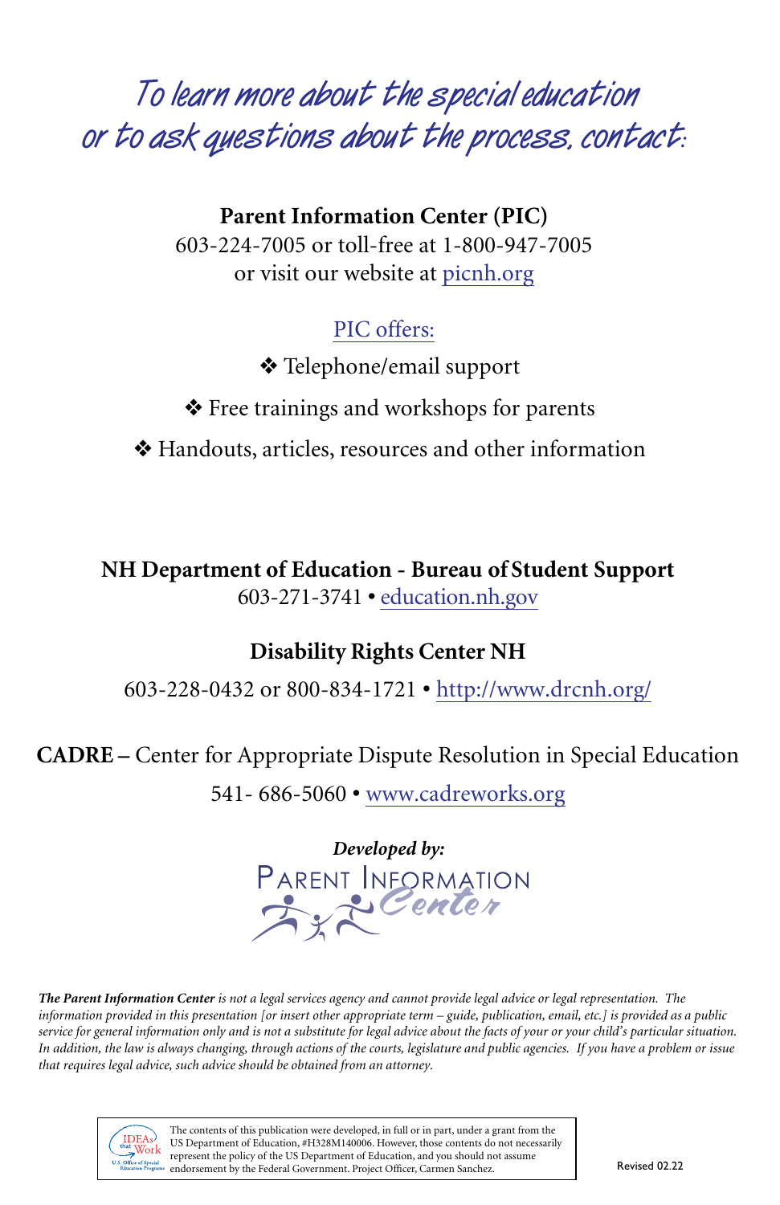# *To learn more about the special education or to ask questions about the process, contact:*

**Parent Information Center (PIC)**
603-224-7005 or toll-free at 1-800-947-7005
or visit our website at picnh.org

PIC offers:

- ❖ Telephone/email support
- ❖ Free trainings and workshops for parents
- ❖ Handouts, articles, resources and other information

**NH Department of Education - Bureau of Student Support**
603-271-3741 • education.nh.gov

**Disability Rights Center NH**
603-228-0432 or 800-834-1721 • http://www.drcnh.org/

**CADRE –** Center for Appropriate Dispute Resolution in Special Education
541- 686-5060 • www.cadreworks.org

***Developed by:***
Parent Information Center

***The Parent Information Center** is not a legal services agency and cannot provide legal advice or legal representation. The information provided in this presentation [or insert other appropriate term – guide, publication, email, etc.] is provided as a public service for general information only and is not a substitute for legal advice about the facts of your or your child's particular situation. In addition, the law is always changing, through actions of the courts, legislature and public agencies. If you have a problem or issue that requires legal advice, such advice should be obtained from an attorney.*

IDEAs that Work — U.S. Office of Special Education Programs

The contents of this publication were developed, in full or in part, under a grant from the US Department of Education, #H328M140006. However, those contents do not necessarily represent the policy of the US Department of Education, and you should not assume endorsement by the Federal Government. Project Officer, Carmen Sanchez.

Revised 02.22